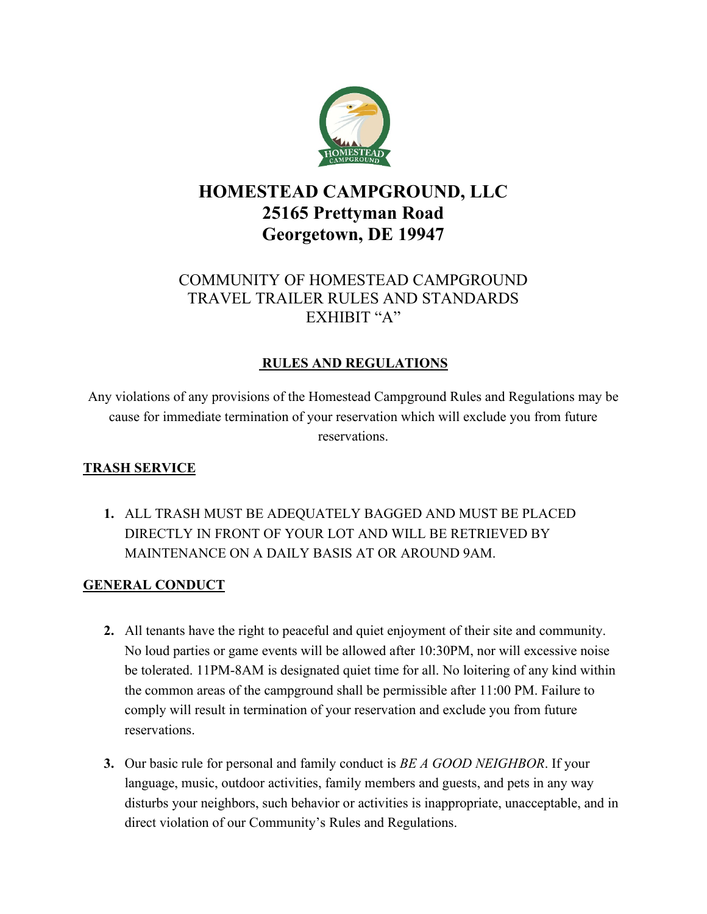# HOMESTEAD CAMPGROUND, LLC
# 25165 Prettyman Road
# Georgetown, DE 19947

COMMUNITY OF HOMESTEAD CAMPGROUND
TRAVEL TRAILER RULES AND STANDARDS
EXHIBIT "A"

## RULES AND REGULATIONS

Any violations of any provisions of the Homestead Campground Rules and Regulations may be cause for immediate termination of your reservation which will exclude you from future reservations.

### TRASH SERVICE

1. ALL TRASH MUST BE ADEQUATELY BAGGED AND MUST BE PLACED DIRECTLY IN FRONT OF YOUR LOT AND WILL BE RETRIEVED BY MAINTENANCE ON A DAILY BASIS AT OR AROUND 9AM.

### GENERAL CONDUCT

2. All tenants have the right to peaceful and quiet enjoyment of their site and community. No loud parties or game events will be allowed after 10:30PM, nor will excessive noise be tolerated. 11PM-8AM is designated quiet time for all. No loitering of any kind within the common areas of the campground shall be permissible after 11:00 PM. Failure to comply will result in termination of your reservation and exclude you from future reservations.

3. Our basic rule for personal and family conduct is *BE A GOOD NEIGHBOR*. If your language, music, outdoor activities, family members and guests, and pets in any way disturbs your neighbors, such behavior or activities is inappropriate, unacceptable, and in direct violation of our Community's Rules and Regulations.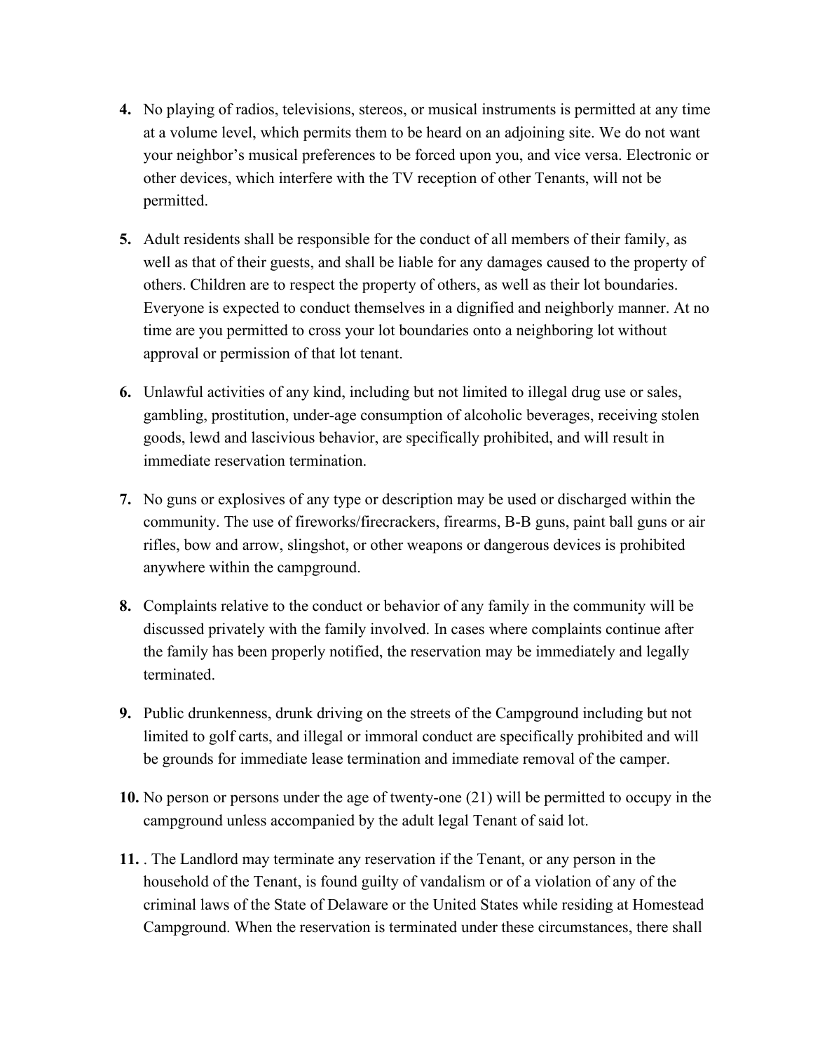4. No playing of radios, televisions, stereos, or musical instruments is permitted at any time at a volume level, which permits them to be heard on an adjoining site. We do not want your neighbor's musical preferences to be forced upon you, and vice versa. Electronic or other devices, which interfere with the TV reception of other Tenants, will not be permitted.

5. Adult residents shall be responsible for the conduct of all members of their family, as well as that of their guests, and shall be liable for any damages caused to the property of others. Children are to respect the property of others, as well as their lot boundaries. Everyone is expected to conduct themselves in a dignified and neighborly manner. At no time are you permitted to cross your lot boundaries onto a neighboring lot without approval or permission of that lot tenant.

6. Unlawful activities of any kind, including but not limited to illegal drug use or sales, gambling, prostitution, under-age consumption of alcoholic beverages, receiving stolen goods, lewd and lascivious behavior, are specifically prohibited, and will result in immediate reservation termination.

7. No guns or explosives of any type or description may be used or discharged within the community. The use of fireworks/firecrackers, firearms, B-B guns, paint ball guns or air rifles, bow and arrow, slingshot, or other weapons or dangerous devices is prohibited anywhere within the campground.

8. Complaints relative to the conduct or behavior of any family in the community will be discussed privately with the family involved. In cases where complaints continue after the family has been properly notified, the reservation may be immediately and legally terminated.

9. Public drunkenness, drunk driving on the streets of the Campground including but not limited to golf carts, and illegal or immoral conduct are specifically prohibited and will be grounds for immediate lease termination and immediate removal of the camper.

10. No person or persons under the age of twenty-one (21) will be permitted to occupy in the campground unless accompanied by the adult legal Tenant of said lot.

11. . The Landlord may terminate any reservation if the Tenant, or any person in the household of the Tenant, is found guilty of vandalism or of a violation of any of the criminal laws of the State of Delaware or the United States while residing at Homestead Campground. When the reservation is terminated under these circumstances, there shall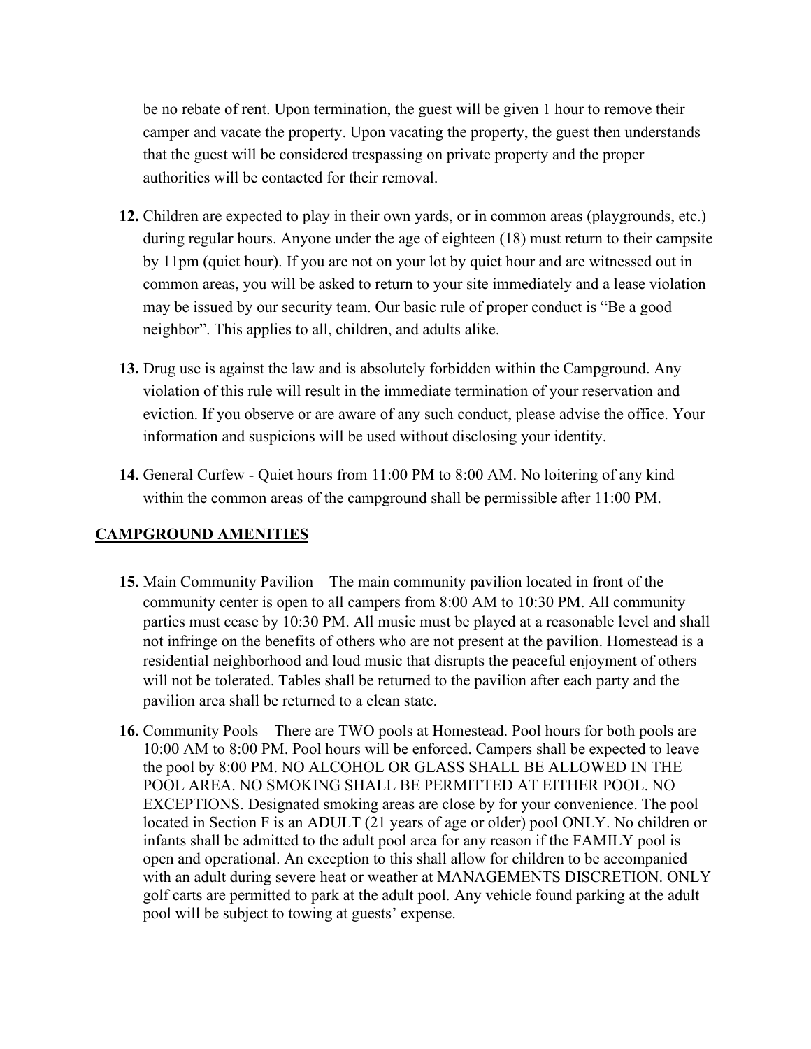be no rebate of rent. Upon termination, the guest will be given 1 hour to remove their camper and vacate the property. Upon vacating the property, the guest then understands that the guest will be considered trespassing on private property and the proper authorities will be contacted for their removal.

**12.** Children are expected to play in their own yards, or in common areas (playgrounds, etc.) during regular hours. Anyone under the age of eighteen (18) must return to their campsite by 11pm (quiet hour). If you are not on your lot by quiet hour and are witnessed out in common areas, you will be asked to return to your site immediately and a lease violation may be issued by our security team. Our basic rule of proper conduct is "Be a good neighbor". This applies to all, children, and adults alike.

**13.** Drug use is against the law and is absolutely forbidden within the Campground. Any violation of this rule will result in the immediate termination of your reservation and eviction. If you observe or are aware of any such conduct, please advise the office. Your information and suspicions will be used without disclosing your identity.

**14.** General Curfew - Quiet hours from 11:00 PM to 8:00 AM. No loitering of any kind within the common areas of the campground shall be permissible after 11:00 PM.

## CAMPGROUND AMENITIES

**15.** Main Community Pavilion – The main community pavilion located in front of the community center is open to all campers from 8:00 AM to 10:30 PM. All community parties must cease by 10:30 PM. All music must be played at a reasonable level and shall not infringe on the benefits of others who are not present at the pavilion. Homestead is a residential neighborhood and loud music that disrupts the peaceful enjoyment of others will not be tolerated. Tables shall be returned to the pavilion after each party and the pavilion area shall be returned to a clean state.

**16.** Community Pools – There are TWO pools at Homestead. Pool hours for both pools are 10:00 AM to 8:00 PM. Pool hours will be enforced. Campers shall be expected to leave the pool by 8:00 PM. NO ALCOHOL OR GLASS SHALL BE ALLOWED IN THE POOL AREA. NO SMOKING SHALL BE PERMITTED AT EITHER POOL. NO EXCEPTIONS. Designated smoking areas are close by for your convenience. The pool located in Section F is an ADULT (21 years of age or older) pool ONLY. No children or infants shall be admitted to the adult pool area for any reason if the FAMILY pool is open and operational. An exception to this shall allow for children to be accompanied with an adult during severe heat or weather at MANAGEMENTS DISCRETION. ONLY golf carts are permitted to park at the adult pool. Any vehicle found parking at the adult pool will be subject to towing at guests' expense.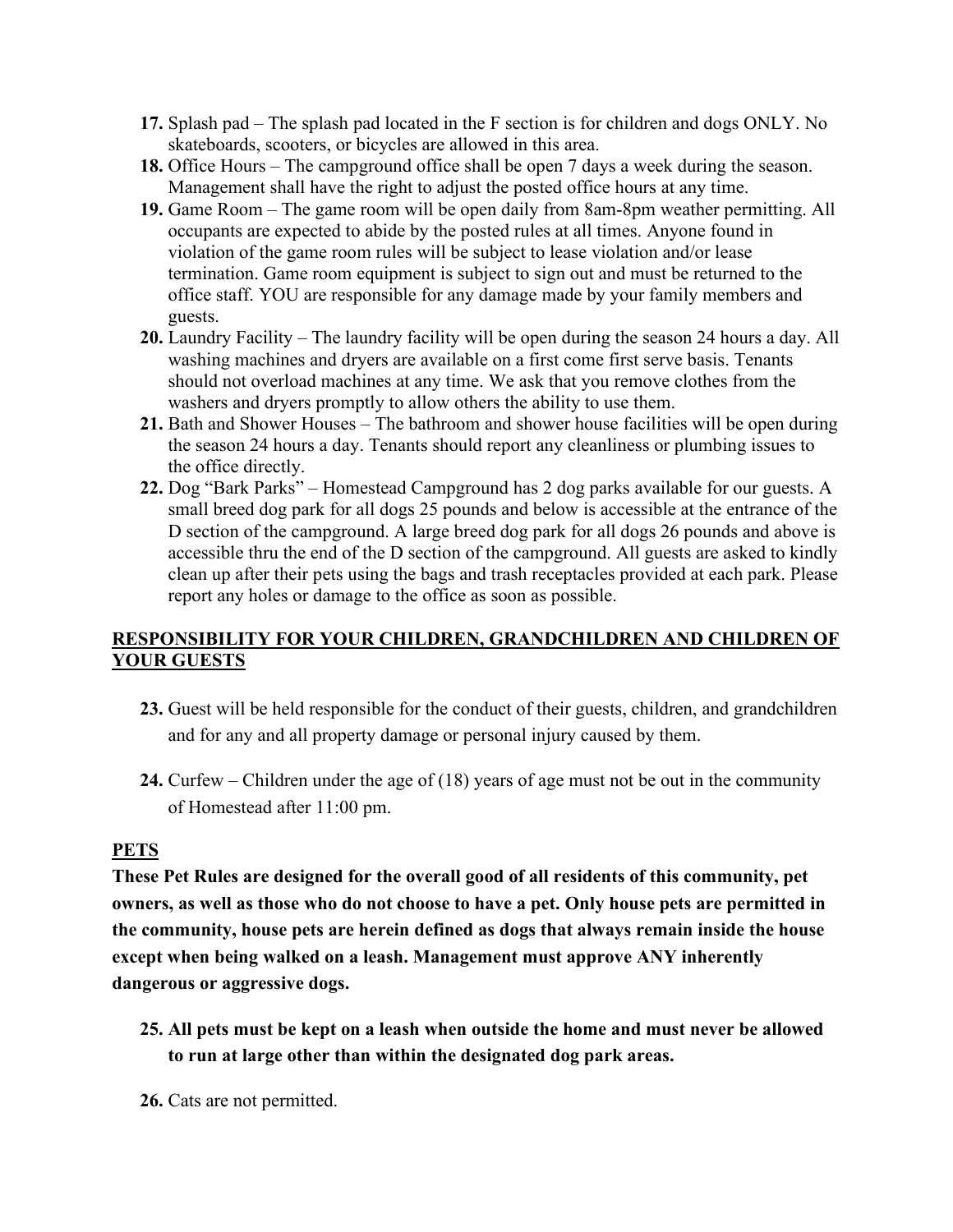17. **17.** Splash pad – The splash pad located in the F section is for children and dogs ONLY. No skateboards, scooters, or bicycles are allowed in this area.
18. **18.** Office Hours – The campground office shall be open 7 days a week during the season. Management shall have the right to adjust the posted office hours at any time.
19. **19.** Game Room – The game room will be open daily from 8am-8pm weather permitting. All occupants are expected to abide by the posted rules at all times. Anyone found in violation of the game room rules will be subject to lease violation and/or lease termination. Game room equipment is subject to sign out and must be returned to the office staff. YOU are responsible for any damage made by your family members and guests.
20. **20.** Laundry Facility – The laundry facility will be open during the season 24 hours a day. All washing machines and dryers are available on a first come first serve basis. Tenants should not overload machines at any time. We ask that you remove clothes from the washers and dryers promptly to allow others the ability to use them.
21. **21.** Bath and Shower Houses – The bathroom and shower house facilities will be open during the season 24 hours a day. Tenants should report any cleanliness or plumbing issues to the office directly.
22. **22.** Dog "Bark Parks" – Homestead Campground has 2 dog parks available for our guests. A small breed dog park for all dogs 25 pounds and below is accessible at the entrance of the D section of the campground. A large breed dog park for all dogs 26 pounds and above is accessible thru the end of the D section of the campground. All guests are asked to kindly clean up after their pets using the bags and trash receptacles provided at each park. Please report any holes or damage to the office as soon as possible.

## **<u>RESPONSIBILITY FOR YOUR CHILDREN, GRANDCHILDREN AND CHILDREN OF YOUR GUESTS</u>**

**23.** Guest will be held responsible for the conduct of their guests, children, and grandchildren and for any and all property damage or personal injury caused by them.

**24.** Curfew – Children under the age of (18) years of age must not be out in the community of Homestead after 11:00 pm.

## **<u>PETS</u>**

**These Pet Rules are designed for the overall good of all residents of this community, pet owners, as well as those who do not choose to have a pet. Only house pets are permitted in the community, house pets are herein defined as dogs that always remain inside the house except when being walked on a leash. Management must approve ANY inherently dangerous or aggressive dogs.**

**25. All pets must be kept on a leash when outside the home and must never be allowed to run at large other than within the designated dog park areas.**

**26.** Cats are not permitted.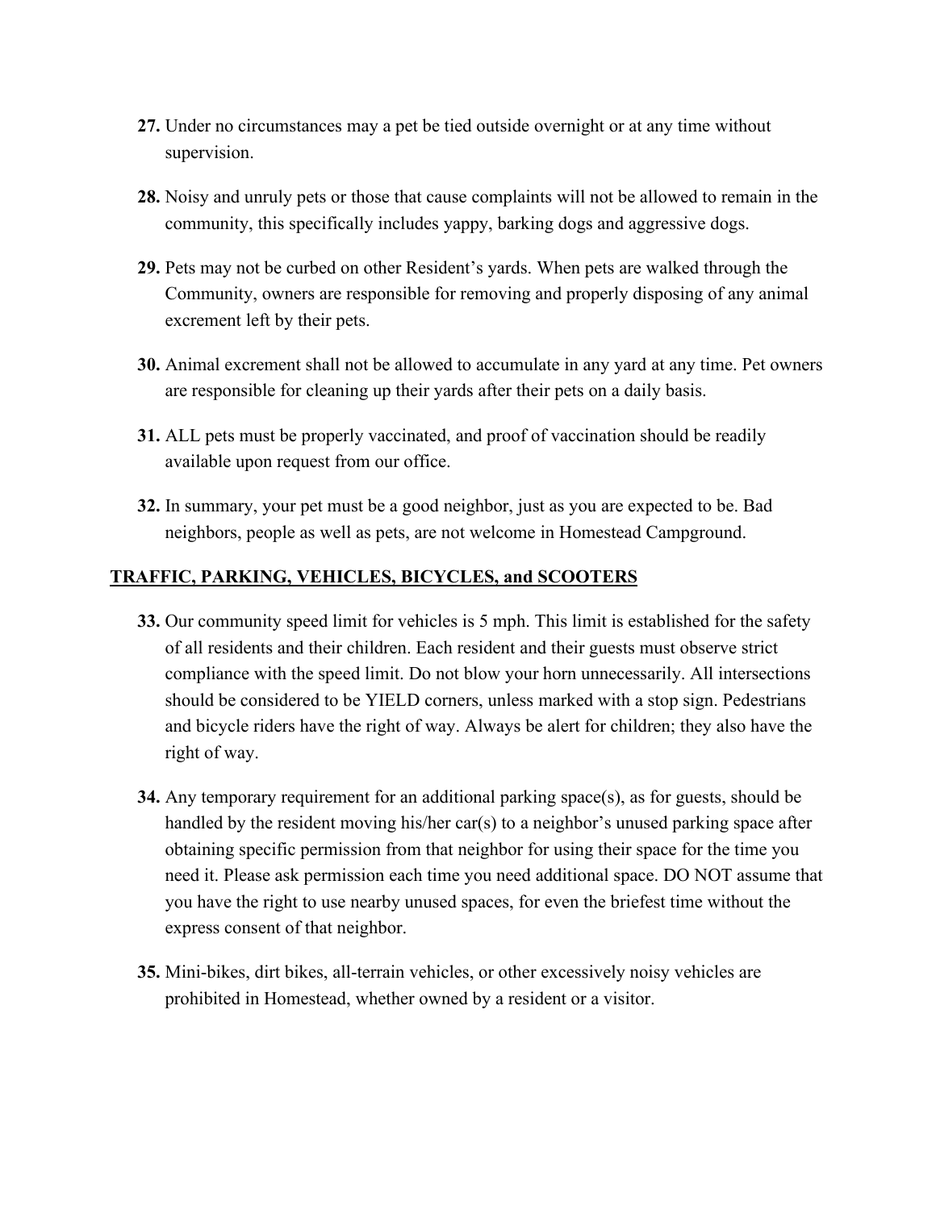**27.** Under no circumstances may a pet be tied outside overnight or at any time without supervision.

**28.** Noisy and unruly pets or those that cause complaints will not be allowed to remain in the community, this specifically includes yappy, barking dogs and aggressive dogs.

**29.** Pets may not be curbed on other Resident's yards. When pets are walked through the Community, owners are responsible for removing and properly disposing of any animal excrement left by their pets.

**30.** Animal excrement shall not be allowed to accumulate in any yard at any time. Pet owners are responsible for cleaning up their yards after their pets on a daily basis.

**31.** ALL pets must be properly vaccinated, and proof of vaccination should be readily available upon request from our office.

**32.** In summary, your pet must be a good neighbor, just as you are expected to be. Bad neighbors, people as well as pets, are not welcome in Homestead Campground.

## TRAFFIC, PARKING, VEHICLES, BICYCLES, and SCOOTERS

**33.** Our community speed limit for vehicles is 5 mph. This limit is established for the safety of all residents and their children. Each resident and their guests must observe strict compliance with the speed limit. Do not blow your horn unnecessarily. All intersections should be considered to be YIELD corners, unless marked with a stop sign. Pedestrians and bicycle riders have the right of way. Always be alert for children; they also have the right of way.

**34.** Any temporary requirement for an additional parking space(s), as for guests, should be handled by the resident moving his/her car(s) to a neighbor's unused parking space after obtaining specific permission from that neighbor for using their space for the time you need it. Please ask permission each time you need additional space. DO NOT assume that you have the right to use nearby unused spaces, for even the briefest time without the express consent of that neighbor.

**35.** Mini-bikes, dirt bikes, all-terrain vehicles, or other excessively noisy vehicles are prohibited in Homestead, whether owned by a resident or a visitor.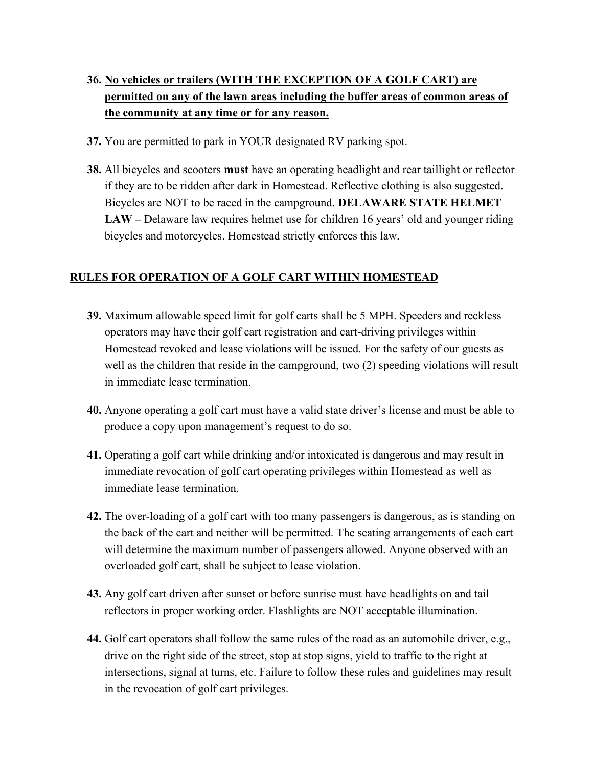36. **<u>No vehicles or trailers (WITH THE EXCEPTION OF A GOLF CART) are permitted on any of the lawn areas including the buffer areas of common areas of the community at any time or for any reason.</u>**

37. You are permitted to park in YOUR designated RV parking spot.

38. All bicycles and scooters **must** have an operating headlight and rear taillight or reflector if they are to be ridden after dark in Homestead. Reflective clothing is also suggested. Bicycles are NOT to be raced in the campground. **DELAWARE STATE HELMET LAW –** Delaware law requires helmet use for children 16 years' old and younger riding bicycles and motorcycles. Homestead strictly enforces this law.

## <u>RULES FOR OPERATION OF A GOLF CART WITHIN HOMESTEAD</u>

39. Maximum allowable speed limit for golf carts shall be 5 MPH. Speeders and reckless operators may have their golf cart registration and cart-driving privileges within Homestead revoked and lease violations will be issued. For the safety of our guests as well as the children that reside in the campground, two (2) speeding violations will result in immediate lease termination.

40. Anyone operating a golf cart must have a valid state driver's license and must be able to produce a copy upon management's request to do so.

41. Operating a golf cart while drinking and/or intoxicated is dangerous and may result in immediate revocation of golf cart operating privileges within Homestead as well as immediate lease termination.

42. The over-loading of a golf cart with too many passengers is dangerous, as is standing on the back of the cart and neither will be permitted. The seating arrangements of each cart will determine the maximum number of passengers allowed. Anyone observed with an overloaded golf cart, shall be subject to lease violation.

43. Any golf cart driven after sunset or before sunrise must have headlights on and tail reflectors in proper working order. Flashlights are NOT acceptable illumination.

44. Golf cart operators shall follow the same rules of the road as an automobile driver, e.g., drive on the right side of the street, stop at stop signs, yield to traffic to the right at intersections, signal at turns, etc. Failure to follow these rules and guidelines may result in the revocation of golf cart privileges.